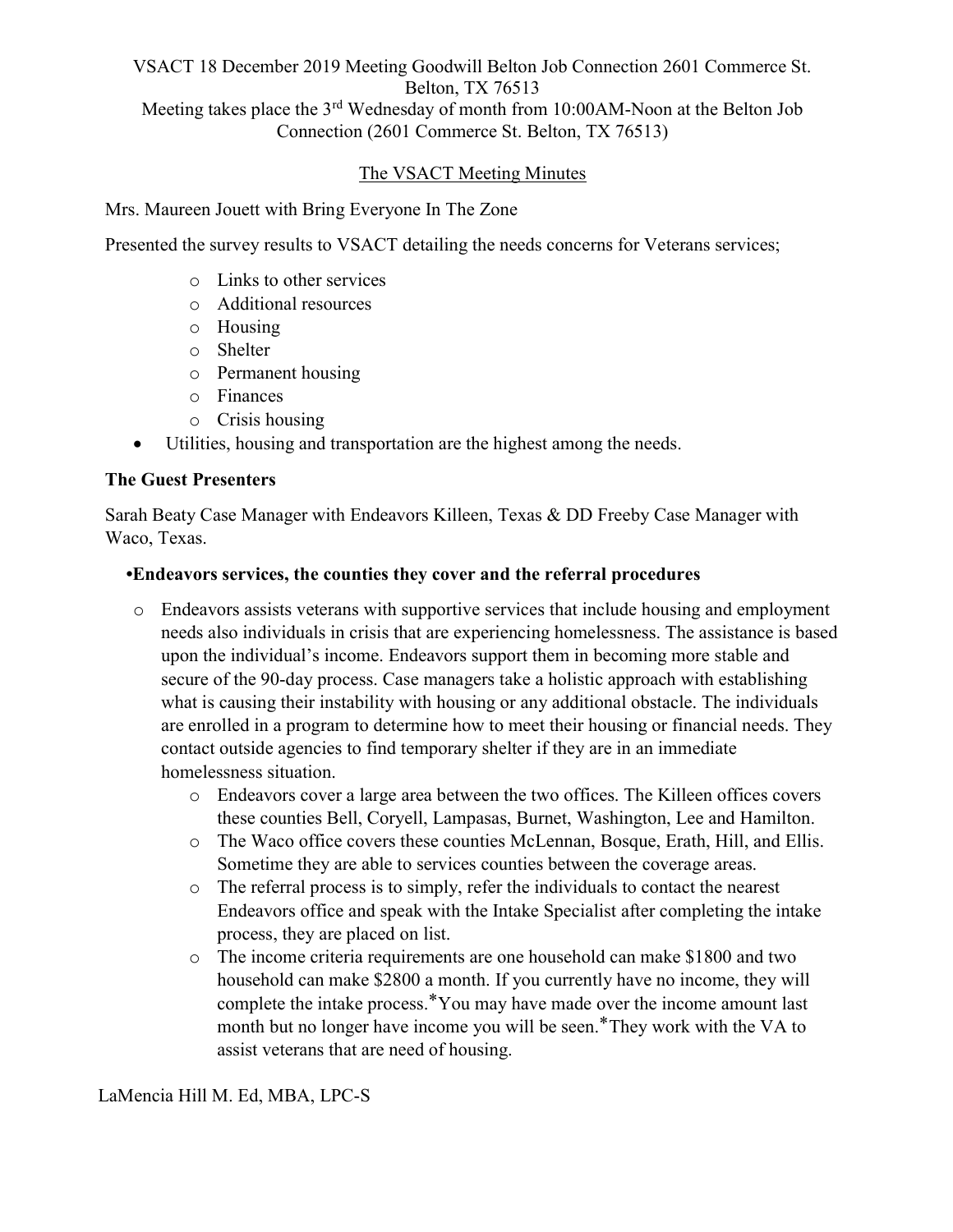VSACT 18 December 2019 Meeting Goodwill Belton Job Connection 2601 Commerce St. Belton, TX 76513

Meeting takes place the 3rd Wednesday of month from 10:00AM-Noon at the Belton Job Connection (2601 Commerce St. Belton, TX 76513)

The VSACT Meeting Minutes

Mrs. Maureen Jouett with Bring Everyone In The Zone

Presented the survey results to VSACT detailing the needs concerns for Veterans services;

- Links to other services
- Additional resources
- Housing
- Shelter
- Permanent housing
- Finances
- Crisis housing

- Utilities, housing and transportation are the highest among the needs.

**The Guest Presenters**

Sarah Beaty Case Manager with Endeavors Killeen, Texas & DD Freeby Case Manager with Waco, Texas.

**•Endeavors services, the counties they cover and the referral procedures**

- Endeavors assists veterans with supportive services that include housing and employment needs also individuals in crisis that are experiencing homelessness. The assistance is based upon the individual's income. Endeavors support them in becoming more stable and secure of the 90-day process. Case managers take a holistic approach with establishing what is causing their instability with housing or any additional obstacle. The individuals are enrolled in a program to determine how to meet their housing or financial needs. They contact outside agencies to find temporary shelter if they are in an immediate homelessness situation.
  - Endeavors cover a large area between the two offices. The Killeen offices covers these counties Bell, Coryell, Lampasas, Burnet, Washington, Lee and Hamilton.
  - The Waco office covers these counties McLennan, Bosque, Erath, Hill, and Ellis. Sometime they are able to services counties between the coverage areas.
  - The referral process is to simply, refer the individuals to contact the nearest Endeavors office and speak with the Intake Specialist after completing the intake process, they are placed on list.
  - The income criteria requirements are one household can make $1800 and two household can make $2800 a month. If you currently have no income, they will complete the intake process.*You may have made over the income amount last month but no longer have income you will be seen.*They work with the VA to assist veterans that are need of housing.

LaMencia Hill M. Ed, MBA, LPC-S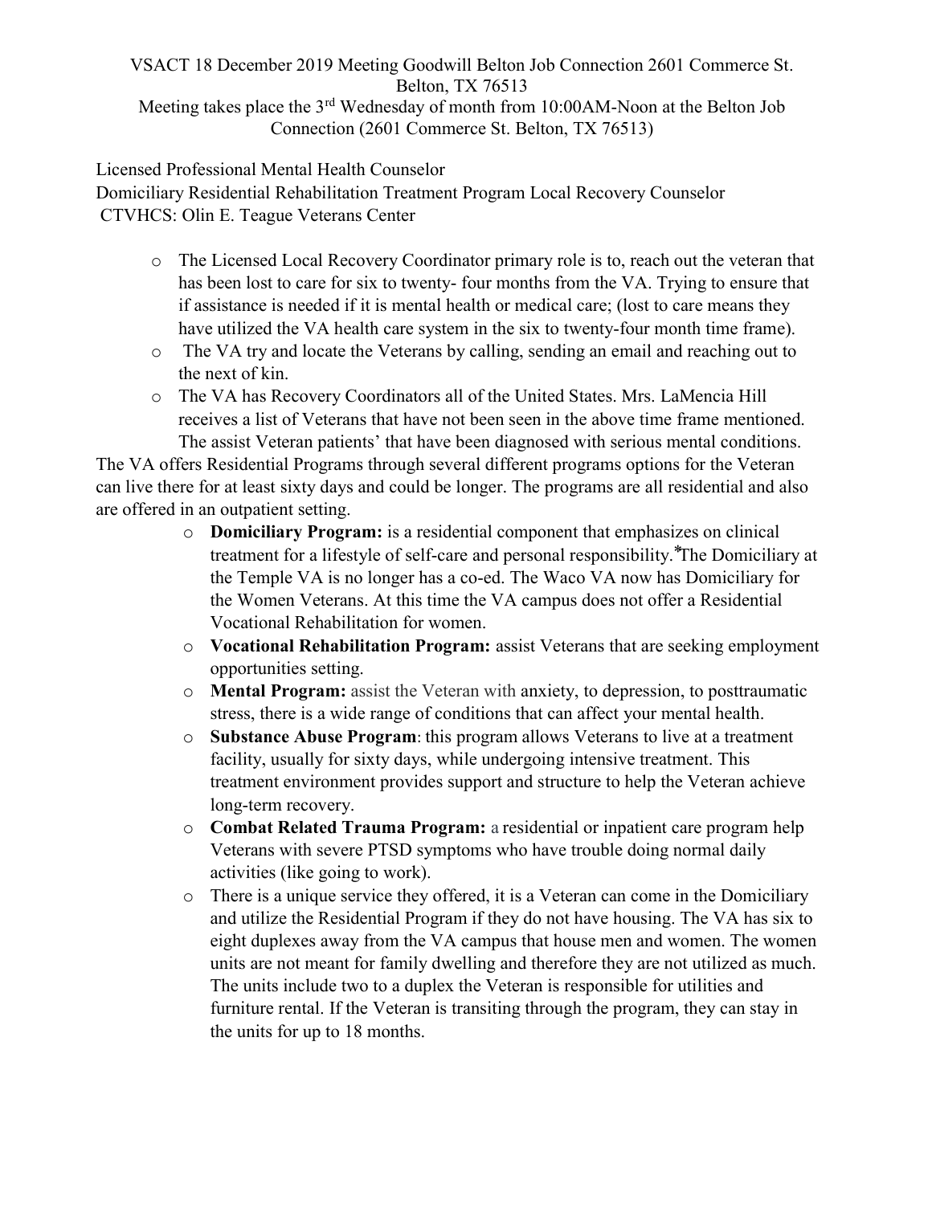VSACT 18 December 2019 Meeting Goodwill Belton Job Connection 2601 Commerce St. Belton, TX 76513

Meeting takes place the 3rd Wednesday of month from 10:00AM-Noon at the Belton Job Connection (2601 Commerce St. Belton, TX 76513)

Licensed Professional Mental Health Counselor
Domiciliary Residential Rehabilitation Treatment Program Local Recovery Counselor
CTVHCS: Olin E. Teague Veterans Center

- The Licensed Local Recovery Coordinator primary role is to, reach out the veteran that has been lost to care for six to twenty- four months from the VA. Trying to ensure that if assistance is needed if it is mental health or medical care; (lost to care means they have utilized the VA health care system in the six to twenty-four month time frame).
- The VA try and locate the Veterans by calling, sending an email and reaching out to the next of kin.
- The VA has Recovery Coordinators all of the United States. Mrs. LaMencia Hill receives a list of Veterans that have not been seen in the above time frame mentioned. The assist Veteran patients' that have been diagnosed with serious mental conditions.

The VA offers Residential Programs through several different programs options for the Veteran can live there for at least sixty days and could be longer. The programs are all residential and also are offered in an outpatient setting.

- **Domiciliary Program:** is a residential component that emphasizes on clinical treatment for a lifestyle of self-care and personal responsibility.*The Domiciliary at the Temple VA is no longer has a co-ed. The Waco VA now has Domiciliary for the Women Veterans. At this time the VA campus does not offer a Residential Vocational Rehabilitation for women.
- **Vocational Rehabilitation Program:** assist Veterans that are seeking employment opportunities setting.
- **Mental Program:** assist the Veteran with anxiety, to depression, to posttraumatic stress, there is a wide range of conditions that can affect your mental health.
- **Substance Abuse Program**: this program allows Veterans to live at a treatment facility, usually for sixty days, while undergoing intensive treatment. This treatment environment provides support and structure to help the Veteran achieve long-term recovery.
- **Combat Related Trauma Program:** a residential or inpatient care program help Veterans with severe PTSD symptoms who have trouble doing normal daily activities (like going to work).
- There is a unique service they offered, it is a Veteran can come in the Domiciliary and utilize the Residential Program if they do not have housing. The VA has six to eight duplexes away from the VA campus that house men and women. The women units are not meant for family dwelling and therefore they are not utilized as much. The units include two to a duplex the Veteran is responsible for utilities and furniture rental. If the Veteran is transiting through the program, they can stay in the units for up to 18 months.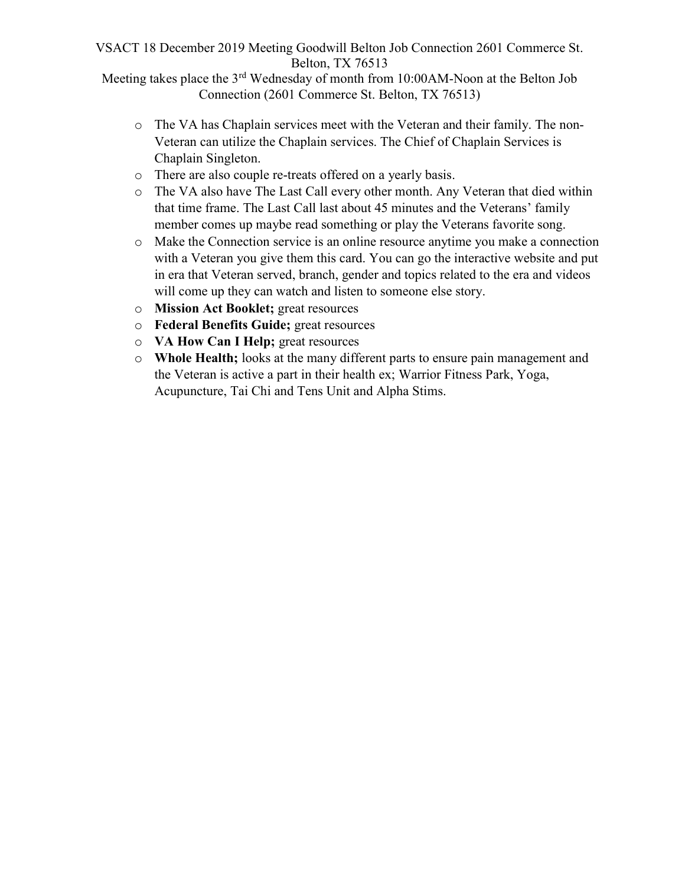- The VA has Chaplain services meet with the Veteran and their family. The non-Veteran can utilize the Chaplain services. The Chief of Chaplain Services is Chaplain Singleton.
- There are also couple re-treats offered on a yearly basis.
- The VA also have The Last Call every other month. Any Veteran that died within that time frame. The Last Call last about 45 minutes and the Veterans' family member comes up maybe read something or play the Veterans favorite song.
- Make the Connection service is an online resource anytime you make a connection with a Veteran you give them this card. You can go the interactive website and put in era that Veteran served, branch, gender and topics related to the era and videos will come up they can watch and listen to someone else story.
- **Mission Act Booklet;** great resources
- **Federal Benefits Guide;** great resources
- **VA How Can I Help;** great resources
- **Whole Health;** looks at the many different parts to ensure pain management and the Veteran is active a part in their health ex; Warrior Fitness Park, Yoga, Acupuncture, Tai Chi and Tens Unit and Alpha Stims.